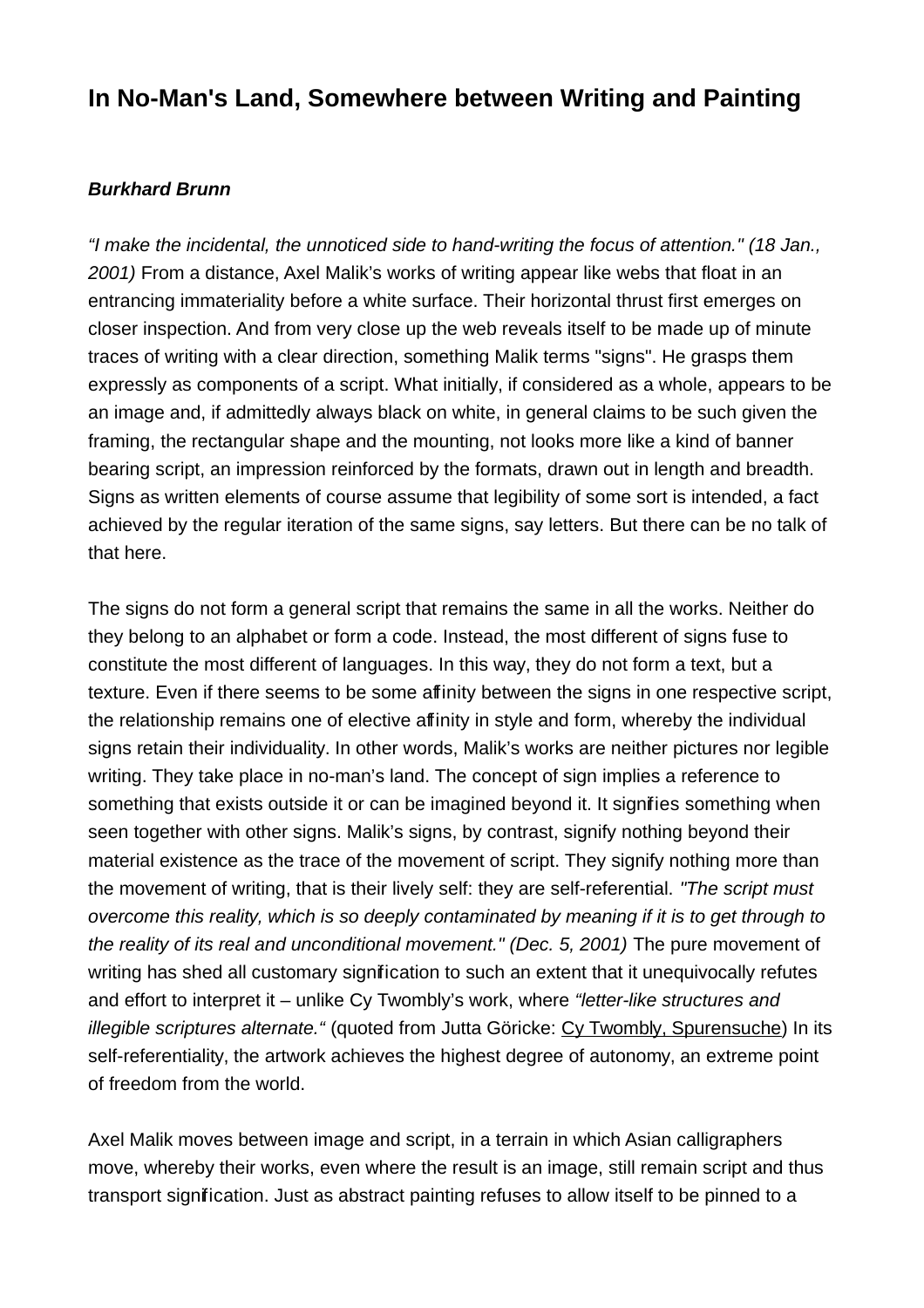# In No-Man's Land, Somewhere between Writing and Painting

***Burkhard Brunn***

*"I make the incidental, the unnoticed side to hand-writing the focus of attention." (18 Jan., 2001)* From a distance, Axel Malik's works of writing appear like webs that float in an entrancing immateriality before a white surface. Their horizontal thrust first emerges on closer inspection. And from very close up the web reveals itself to be made up of minute traces of writing with a clear direction, something Malik terms "signs". He grasps them expressly as components of a script. What initially, if considered as a whole, appears to be an image and, if admittedly always black on white, in general claims to be such given the framing, the rectangular shape and the mounting, not looks more like a kind of banner bearing script, an impression reinforced by the formats, drawn out in length and breadth. Signs as written elements of course assume that legibility of some sort is intended, a fact achieved by the regular iteration of the same signs, say letters. But there can be no talk of that here.

The signs do not form a general script that remains the same in all the works. Neither do they belong to an alphabet or form a code. Instead, the most different of signs fuse to constitute the most different of languages. In this way, they do not form a text, but a texture. Even if there seems to be some affinity between the signs in one respective script, the relationship remains one of elective affinity in style and form, whereby the individual signs retain their individuality. In other words, Malik's works are neither pictures nor legible writing. They take place in no-man's land. The concept of sign implies a reference to something that exists outside it or can be imagined beyond it. It signifies something when seen together with other signs. Malik's signs, by contrast, signify nothing beyond their material existence as the trace of the movement of script. They signify nothing more than the movement of writing, that is their lively self: they are self-referential. *"The script must overcome this reality, which is so deeply contaminated by meaning if it is to get through to the reality of its real and unconditional movement." (Dec. 5, 2001)* The pure movement of writing has shed all customary signification to such an extent that it unequivocally refutes and effort to interpret it – unlike Cy Twombly's work, where *"letter-like structures and illegible scriptures alternate."* (quoted from Jutta Göricke: Cy Twombly, Spurensuche) In its self-referentiality, the artwork achieves the highest degree of autonomy, an extreme point of freedom from the world.

Axel Malik moves between image and script, in a terrain in which Asian calligraphers move, whereby their works, even where the result is an image, still remain script and thus transport signification. Just as abstract painting refuses to allow itself to be pinned to a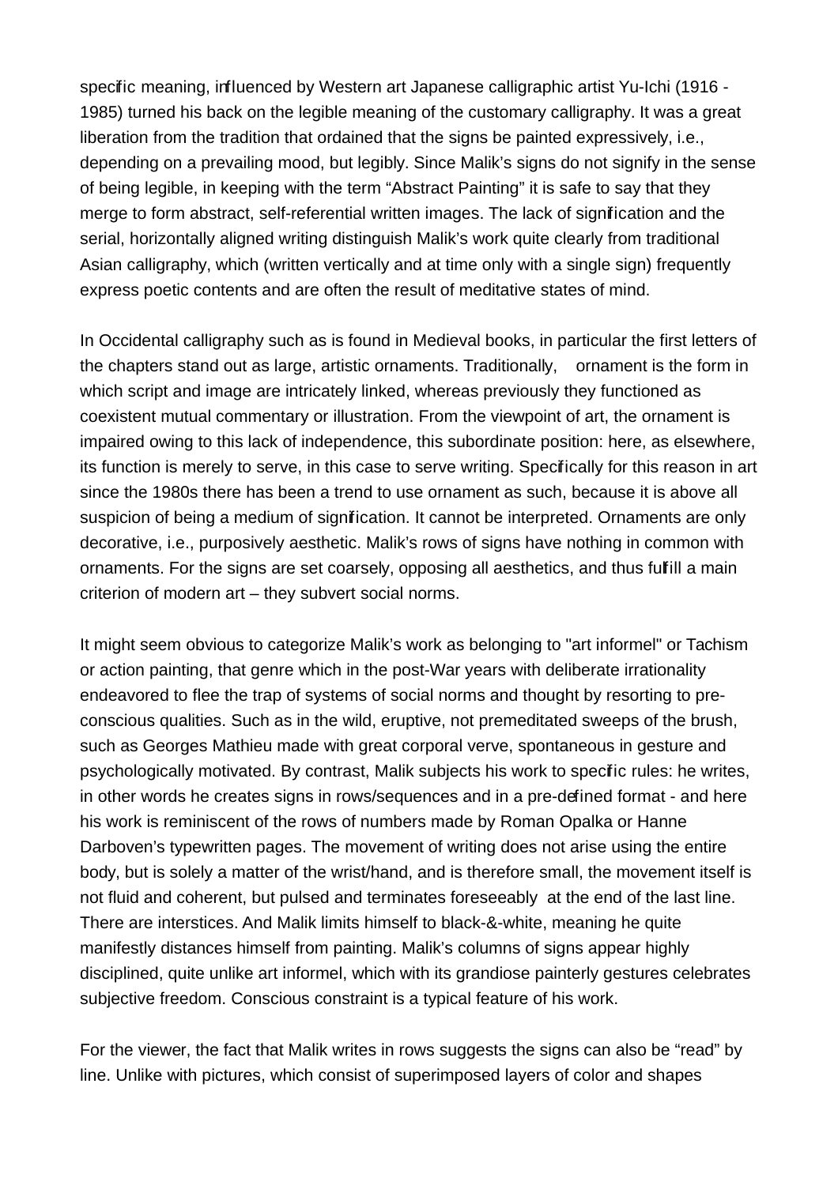specific meaning, influenced by Western art Japanese calligraphic artist Yu-Ichi (1916 - 1985) turned his back on the legible meaning of the customary calligraphy. It was a great liberation from the tradition that ordained that the signs be painted expressively, i.e., depending on a prevailing mood, but legibly. Since Malik's signs do not signify in the sense of being legible, in keeping with the term "Abstract Painting" it is safe to say that they merge to form abstract, self-referential written images. The lack of signification and the serial, horizontally aligned writing distinguish Malik's work quite clearly from traditional Asian calligraphy, which (written vertically and at time only with a single sign) frequently express poetic contents and are often the result of meditative states of mind.

In Occidental calligraphy such as is found in Medieval books, in particular the first letters of the chapters stand out as large, artistic ornaments. Traditionally, ornament is the form in which script and image are intricately linked, whereas previously they functioned as coexistent mutual commentary or illustration. From the viewpoint of art, the ornament is impaired owing to this lack of independence, this subordinate position: here, as elsewhere, its function is merely to serve, in this case to serve writing. Specifically for this reason in art since the 1980s there has been a trend to use ornament as such, because it is above all suspicion of being a medium of signification. It cannot be interpreted. Ornaments are only decorative, i.e., purposively aesthetic. Malik's rows of signs have nothing in common with ornaments. For the signs are set coarsely, opposing all aesthetics, and thus fulfill a main criterion of modern art – they subvert social norms.

It might seem obvious to categorize Malik's work as belonging to "art informel" or Tachism or action painting, that genre which in the post-War years with deliberate irrationality endeavored to flee the trap of systems of social norms and thought by resorting to pre-conscious qualities. Such as in the wild, eruptive, not premeditated sweeps of the brush, such as Georges Mathieu made with great corporal verve, spontaneous in gesture and psychologically motivated. By contrast, Malik subjects his work to specific rules: he writes, in other words he creates signs in rows/sequences and in a pre-defined format - and here his work is reminiscent of the rows of numbers made by Roman Opalka or Hanne Darboven's typewritten pages. The movement of writing does not arise using the entire body, but is solely a matter of the wrist/hand, and is therefore small, the movement itself is not fluid and coherent, but pulsed and terminates foreseeably at the end of the last line. There are interstices. And Malik limits himself to black-&-white, meaning he quite manifestly distances himself from painting. Malik's columns of signs appear highly disciplined, quite unlike art informel, which with its grandiose painterly gestures celebrates subjective freedom. Conscious constraint is a typical feature of his work.

For the viewer, the fact that Malik writes in rows suggests the signs can also be "read" by line. Unlike with pictures, which consist of superimposed layers of color and shapes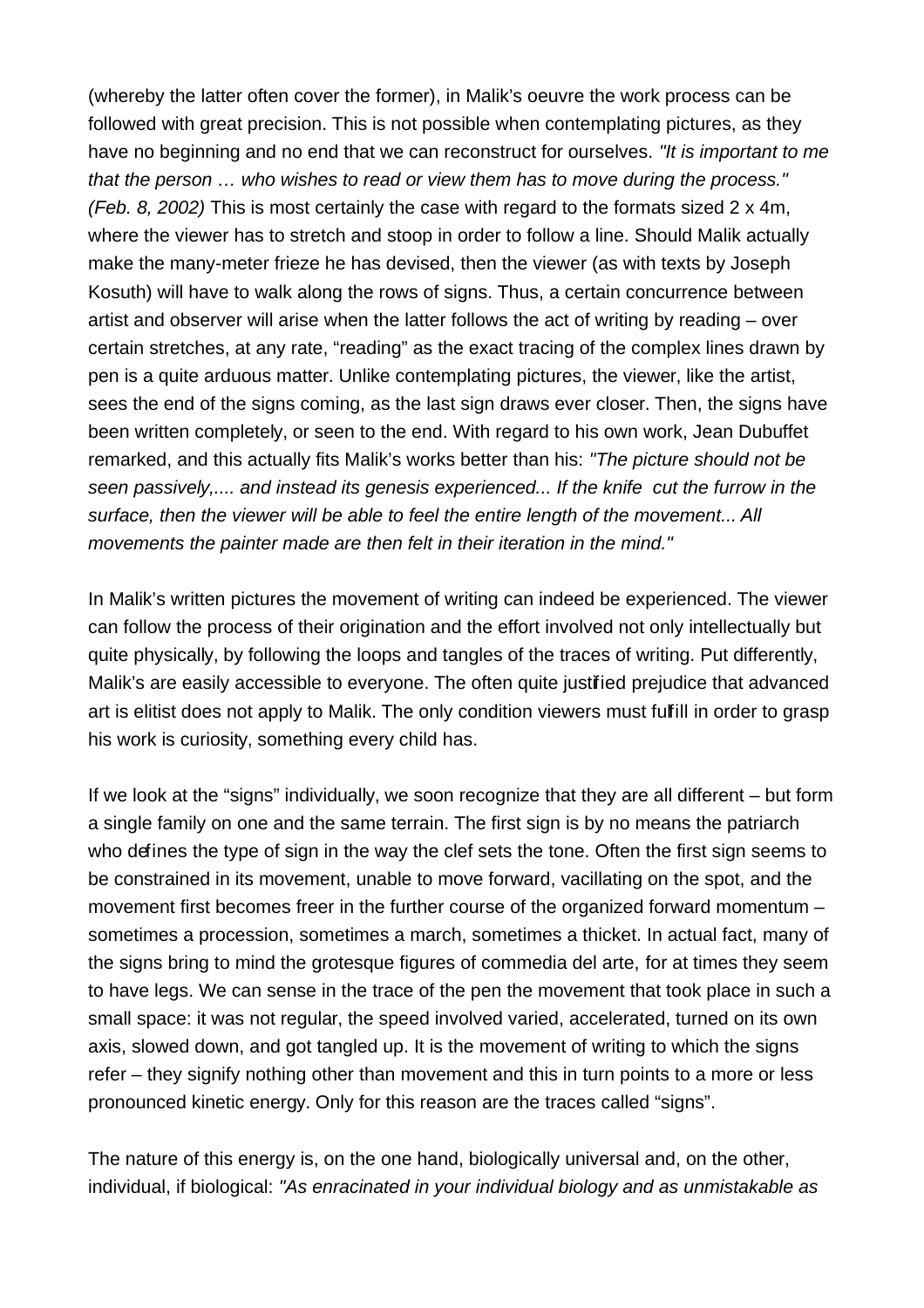(whereby the latter often cover the former), in Malik's oeuvre the work process can be followed with great precision. This is not possible when contemplating pictures, as they have no beginning and no end that we can reconstruct for ourselves. *"It is important to me that the person … who wishes to read or view them has to move during the process." (Feb. 8, 2002)* This is most certainly the case with regard to the formats sized 2 x 4m, where the viewer has to stretch and stoop in order to follow a line. Should Malik actually make the many-meter frieze he has devised, then the viewer (as with texts by Joseph Kosuth) will have to walk along the rows of signs. Thus, a certain concurrence between artist and observer will arise when the latter follows the act of writing by reading – over certain stretches, at any rate, "reading" as the exact tracing of the complex lines drawn by pen is a quite arduous matter. Unlike contemplating pictures, the viewer, like the artist, sees the end of the signs coming, as the last sign draws ever closer. Then, the signs have been written completely, or seen to the end. With regard to his own work, Jean Dubuffet remarked, and this actually fits Malik's works better than his: *"The picture should not be seen passively,.... and instead its genesis experienced... If the knife cut the furrow in the surface, then the viewer will be able to feel the entire length of the movement... All movements the painter made are then felt in their iteration in the mind."*

In Malik's written pictures the movement of writing can indeed be experienced. The viewer can follow the process of their origination and the effort involved not only intellectually but quite physically, by following the loops and tangles of the traces of writing. Put differently, Malik's are easily accessible to everyone. The often quite justified prejudice that advanced art is elitist does not apply to Malik. The only condition viewers must fulfill in order to grasp his work is curiosity, something every child has.

If we look at the "signs" individually, we soon recognize that they are all different – but form a single family on one and the same terrain. The first sign is by no means the patriarch who defines the type of sign in the way the clef sets the tone. Often the first sign seems to be constrained in its movement, unable to move forward, vacillating on the spot, and the movement first becomes freer in the further course of the organized forward momentum – sometimes a procession, sometimes a march, sometimes a thicket. In actual fact, many of the signs bring to mind the grotesque figures of commedia del arte, for at times they seem to have legs. We can sense in the trace of the pen the movement that took place in such a small space: it was not regular, the speed involved varied, accelerated, turned on its own axis, slowed down, and got tangled up. It is the movement of writing to which the signs refer – they signify nothing other than movement and this in turn points to a more or less pronounced kinetic energy. Only for this reason are the traces called "signs".

The nature of this energy is, on the one hand, biologically universal and, on the other, individual, if biological: *"As enracinated in your individual biology and as unmistakable as*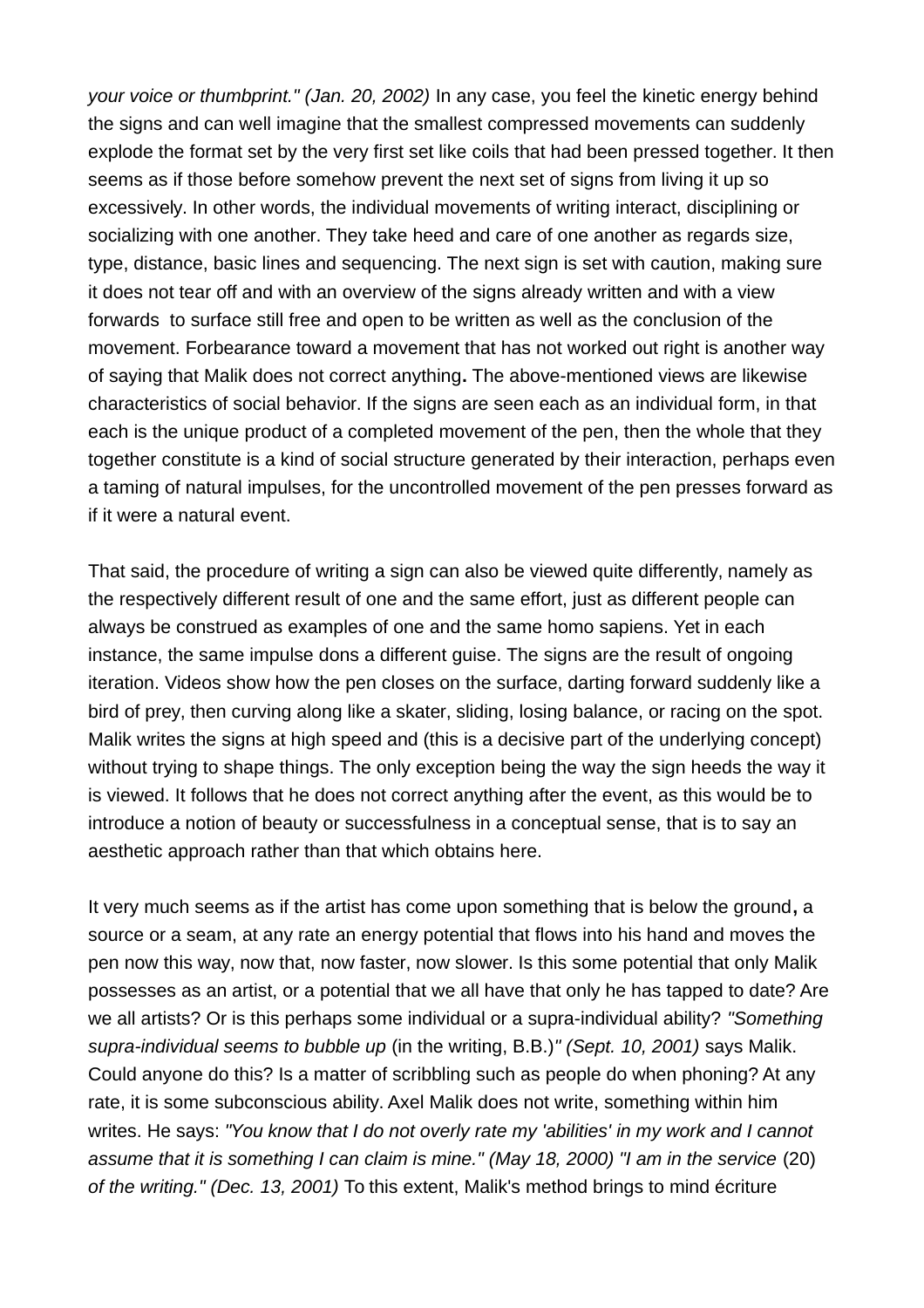*your voice or thumbprint." (Jan. 20, 2002)* In any case, you feel the kinetic energy behind the signs and can well imagine that the smallest compressed movements can suddenly explode the format set by the very first set like coils that had been pressed together. It then seems as if those before somehow prevent the next set of signs from living it up so excessively. In other words, the individual movements of writing interact, disciplining or socializing with one another. They take heed and care of one another as regards size, type, distance, basic lines and sequencing. The next sign is set with caution, making sure it does not tear off and with an overview of the signs already written and with a view forwards to surface still free and open to be written as well as the conclusion of the movement. Forbearance toward a movement that has not worked out right is another way of saying that Malik does not correct anything**.** The above-mentioned views are likewise characteristics of social behavior. If the signs are seen each as an individual form, in that each is the unique product of a completed movement of the pen, then the whole that they together constitute is a kind of social structure generated by their interaction, perhaps even a taming of natural impulses, for the uncontrolled movement of the pen presses forward as if it were a natural event.

That said, the procedure of writing a sign can also be viewed quite differently, namely as the respectively different result of one and the same effort, just as different people can always be construed as examples of one and the same homo sapiens. Yet in each instance, the same impulse dons a different guise. The signs are the result of ongoing iteration. Videos show how the pen closes on the surface, darting forward suddenly like a bird of prey, then curving along like a skater, sliding, losing balance, or racing on the spot. Malik writes the signs at high speed and (this is a decisive part of the underlying concept) without trying to shape things. The only exception being the way the sign heeds the way it is viewed. It follows that he does not correct anything after the event, as this would be to introduce a notion of beauty or successfulness in a conceptual sense, that is to say an aesthetic approach rather than that which obtains here.

It very much seems as if the artist has come upon something that is below the ground**,** a source or a seam, at any rate an energy potential that flows into his hand and moves the pen now this way, now that, now faster, now slower. Is this some potential that only Malik possesses as an artist, or a potential that we all have that only he has tapped to date? Are we all artists? Or is this perhaps some individual or a supra-individual ability? *"Something supra-individual seems to bubble up* (in the writing, B.B.)*" (Sept. 10, 2001)* says Malik. Could anyone do this? Is a matter of scribbling such as people do when phoning? At any rate, it is some subconscious ability. Axel Malik does not write, something within him writes. He says: *"You know that I do not overly rate my 'abilities' in my work and I cannot assume that it is something I can claim is mine." (May 18, 2000) "I am in the service* (20) *of the writing." (Dec. 13, 2001)* To this extent, Malik's method brings to mind écriture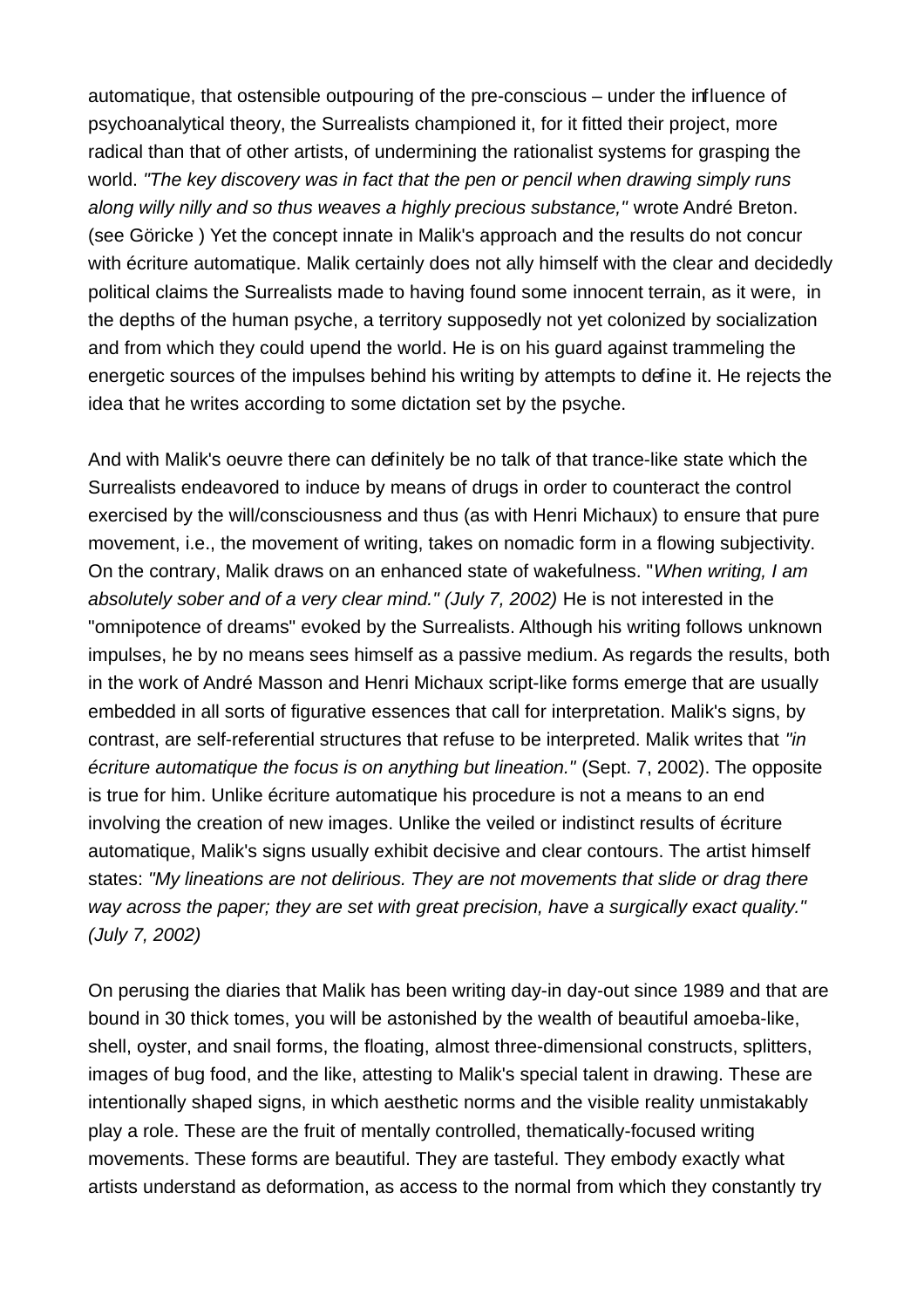automatique, that ostensible outpouring of the pre-conscious – under the influence of psychoanalytical theory, the Surrealists championed it, for it fitted their project, more radical than that of other artists, of undermining the rationalist systems for grasping the world. *"The key discovery was in fact that the pen or pencil when drawing simply runs along willy nilly and so thus weaves a highly precious substance,"* wrote André Breton. (see Göricke ) Yet the concept innate in Malik's approach and the results do not concur with écriture automatique. Malik certainly does not ally himself with the clear and decidedly political claims the Surrealists made to having found some innocent terrain, as it were, in the depths of the human psyche, a territory supposedly not yet colonized by socialization and from which they could upend the world. He is on his guard against trammeling the energetic sources of the impulses behind his writing by attempts to define it. He rejects the idea that he writes according to some dictation set by the psyche.

And with Malik's oeuvre there can definitely be no talk of that trance-like state which the Surrealists endeavored to induce by means of drugs in order to counteract the control exercised by the will/consciousness and thus (as with Henri Michaux) to ensure that pure movement, i.e., the movement of writing, takes on nomadic form in a flowing subjectivity. On the contrary, Malik draws on an enhanced state of wakefulness. "*When writing, I am absolutely sober and of a very clear mind." (July 7, 2002)* He is not interested in the "omnipotence of dreams" evoked by the Surrealists. Although his writing follows unknown impulses, he by no means sees himself as a passive medium. As regards the results, both in the work of André Masson and Henri Michaux script-like forms emerge that are usually embedded in all sorts of figurative essences that call for interpretation. Malik's signs, by contrast, are self-referential structures that refuse to be interpreted. Malik writes that *"in écriture automatique the focus is on anything but lineation."* (Sept. 7, 2002). The opposite is true for him. Unlike écriture automatique his procedure is not a means to an end involving the creation of new images. Unlike the veiled or indistinct results of écriture automatique, Malik's signs usually exhibit decisive and clear contours. The artist himself states: *"My lineations are not delirious. They are not movements that slide or drag there way across the paper; they are set with great precision, have a surgically exact quality." (July 7, 2002)*

On perusing the diaries that Malik has been writing day-in day-out since 1989 and that are bound in 30 thick tomes, you will be astonished by the wealth of beautiful amoeba-like, shell, oyster, and snail forms, the floating, almost three-dimensional constructs, splitters, images of bug food, and the like, attesting to Malik's special talent in drawing. These are intentionally shaped signs, in which aesthetic norms and the visible reality unmistakably play a role. These are the fruit of mentally controlled, thematically-focused writing movements. These forms are beautiful. They are tasteful. They embody exactly what artists understand as deformation, as access to the normal from which they constantly try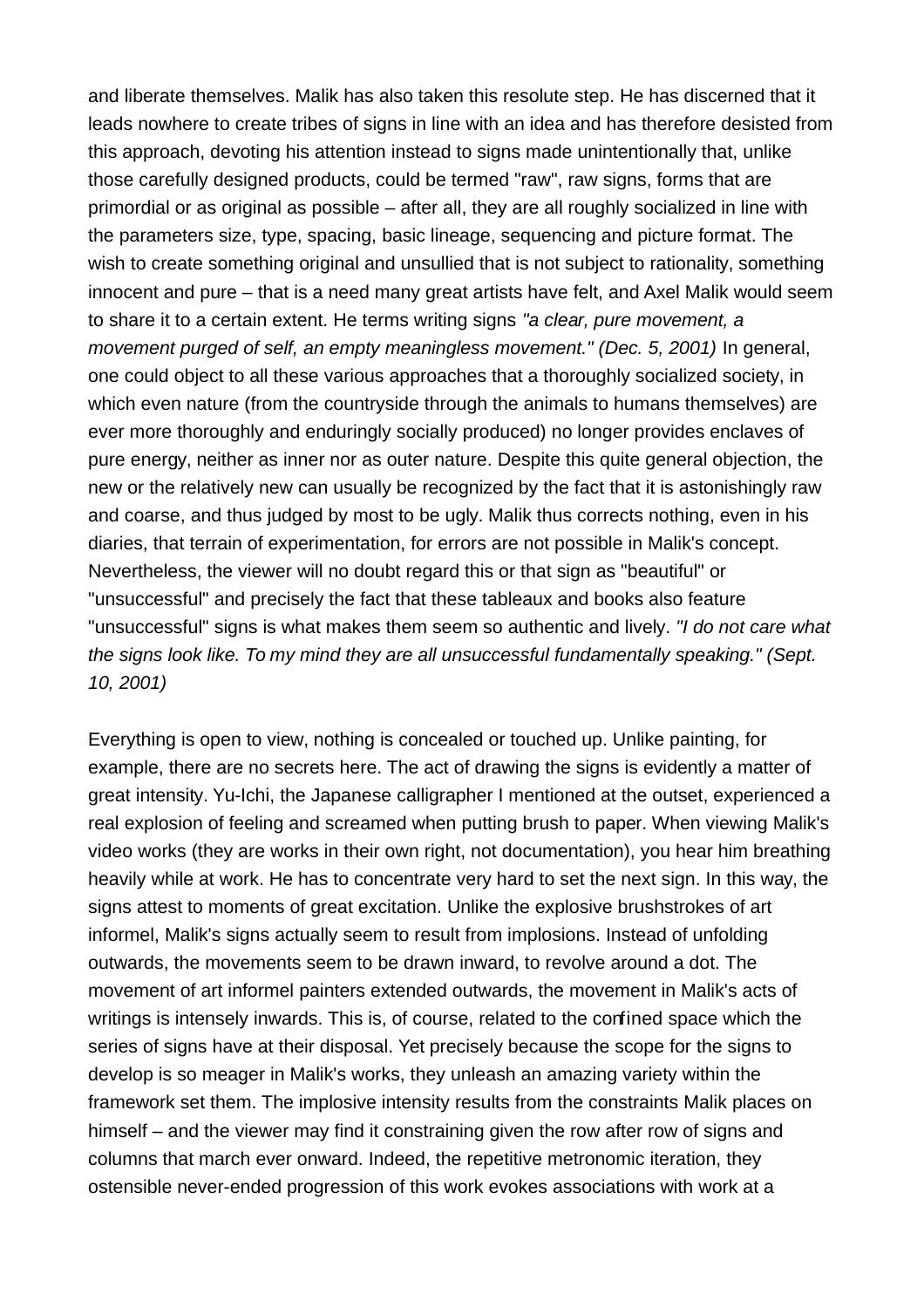and liberate themselves. Malik has also taken this resolute step. He has discerned that it leads nowhere to create tribes of signs in line with an idea and has therefore desisted from this approach, devoting his attention instead to signs made unintentionally that, unlike those carefully designed products, could be termed "raw", raw signs, forms that are primordial or as original as possible – after all, they are all roughly socialized in line with the parameters size, type, spacing, basic lineage, sequencing and picture format. The wish to create something original and unsullied that is not subject to rationality, something innocent and pure – that is a need many great artists have felt, and Axel Malik would seem to share it to a certain extent. He terms writing signs *"a clear, pure movement, a movement purged of self, an empty meaningless movement." (Dec. 5, 2001)* In general, one could object to all these various approaches that a thoroughly socialized society, in which even nature (from the countryside through the animals to humans themselves) are ever more thoroughly and enduringly socially produced) no longer provides enclaves of pure energy, neither as inner nor as outer nature. Despite this quite general objection, the new or the relatively new can usually be recognized by the fact that it is astonishingly raw and coarse, and thus judged by most to be ugly. Malik thus corrects nothing, even in his diaries, that terrain of experimentation, for errors are not possible in Malik's concept. Nevertheless, the viewer will no doubt regard this or that sign as "beautiful" or "unsuccessful" and precisely the fact that these tableaux and books also feature "unsuccessful" signs is what makes them seem so authentic and lively. *"I do not care what the signs look like. To my mind they are all unsuccessful fundamentally speaking." (Sept. 10, 2001)*

Everything is open to view, nothing is concealed or touched up. Unlike painting, for example, there are no secrets here. The act of drawing the signs is evidently a matter of great intensity. Yu-Ichi, the Japanese calligrapher I mentioned at the outset, experienced a real explosion of feeling and screamed when putting brush to paper. When viewing Malik's video works (they are works in their own right, not documentation), you hear him breathing heavily while at work. He has to concentrate very hard to set the next sign. In this way, the signs attest to moments of great excitation. Unlike the explosive brushstrokes of art informel, Malik's signs actually seem to result from implosions. Instead of unfolding outwards, the movements seem to be drawn inward, to revolve around a dot. The movement of art informel painters extended outwards, the movement in Malik's acts of writings is intensely inwards. This is, of course, related to the confined space which the series of signs have at their disposal. Yet precisely because the scope for the signs to develop is so meager in Malik's works, they unleash an amazing variety within the framework set them. The implosive intensity results from the constraints Malik places on himself – and the viewer may find it constraining given the row after row of signs and columns that march ever onward. Indeed, the repetitive metronomic iteration, they ostensible never-ended progression of this work evokes associations with work at a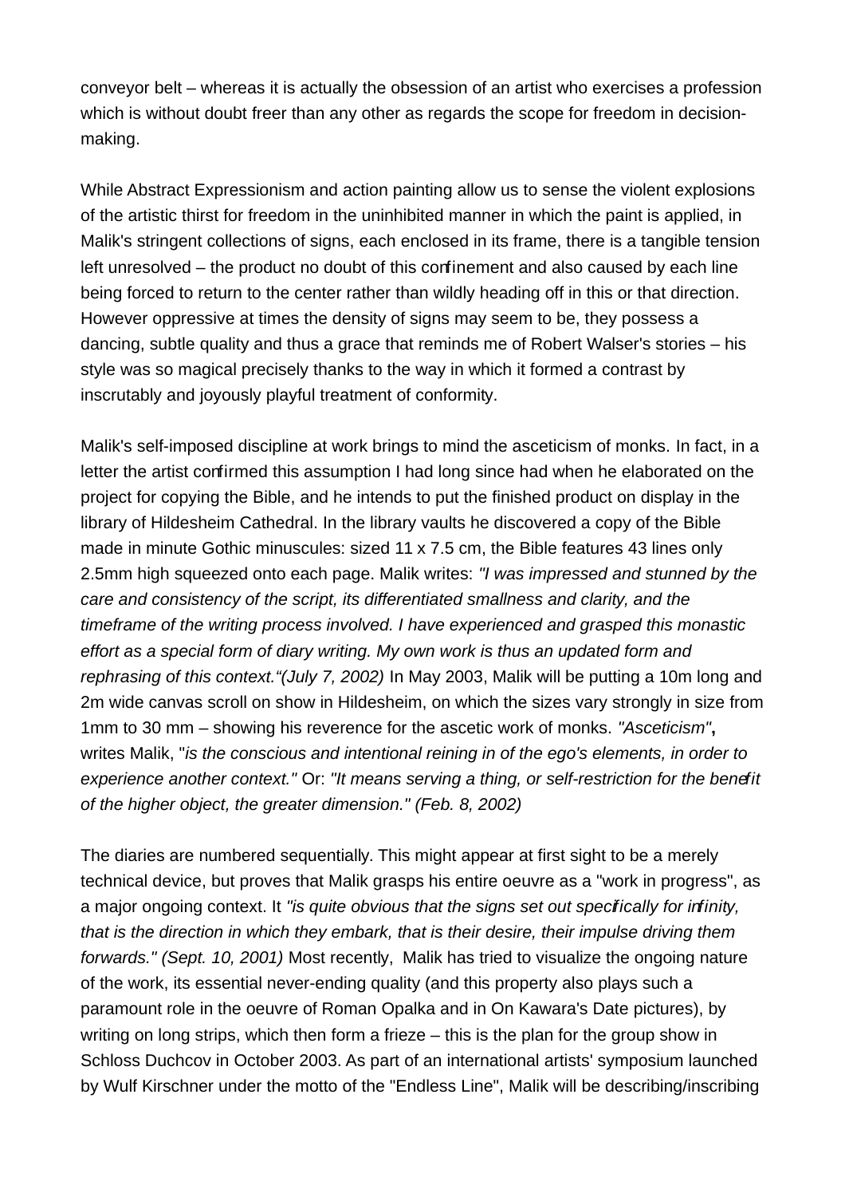conveyor belt – whereas it is actually the obsession of an artist who exercises a profession which is without doubt freer than any other as regards the scope for freedom in decision-making.

While Abstract Expressionism and action painting allow us to sense the violent explosions of the artistic thirst for freedom in the uninhibited manner in which the paint is applied, in Malik's stringent collections of signs, each enclosed in its frame, there is a tangible tension left unresolved – the product no doubt of this confinement and also caused by each line being forced to return to the center rather than wildly heading off in this or that direction. However oppressive at times the density of signs may seem to be, they possess a dancing, subtle quality and thus a grace that reminds me of Robert Walser's stories – his style was so magical precisely thanks to the way in which it formed a contrast by inscrutably and joyously playful treatment of conformity.

Malik's self-imposed discipline at work brings to mind the asceticism of monks. In fact, in a letter the artist confirmed this assumption I had long since had when he elaborated on the project for copying the Bible, and he intends to put the finished product on display in the library of Hildesheim Cathedral. In the library vaults he discovered a copy of the Bible made in minute Gothic minuscules: sized 11 x 7.5 cm, the Bible features 43 lines only 2.5mm high squeezed onto each page. Malik writes: *"I was impressed and stunned by the care and consistency of the script, its differentiated smallness and clarity, and the timeframe of the writing process involved. I have experienced and grasped this monastic effort as a special form of diary writing. My own work is thus an updated form and rephrasing of this context."(July 7, 2002)* In May 2003, Malik will be putting a 10m long and 2m wide canvas scroll on show in Hildesheim, on which the sizes vary strongly in size from 1mm to 30 mm – showing his reverence for the ascetic work of monks. *"Asceticism"***,** writes Malik, "*is the conscious and intentional reining in of the ego's elements, in order to experience another context."* Or: *"It means serving a thing, or self-restriction for the benefit of the higher object, the greater dimension." (Feb. 8, 2002)*

The diaries are numbered sequentially. This might appear at first sight to be a merely technical device, but proves that Malik grasps his entire oeuvre as a "work in progress", as a major ongoing context. It *"is quite obvious that the signs set out specifically for infinity, that is the direction in which they embark, that is their desire, their impulse driving them forwards." (Sept. 10, 2001)* Most recently, Malik has tried to visualize the ongoing nature of the work, its essential never-ending quality (and this property also plays such a paramount role in the oeuvre of Roman Opalka and in On Kawara's Date pictures), by writing on long strips, which then form a frieze – this is the plan for the group show in Schloss Duchcov in October 2003. As part of an international artists' symposium launched by Wulf Kirschner under the motto of the "Endless Line", Malik will be describing/inscribing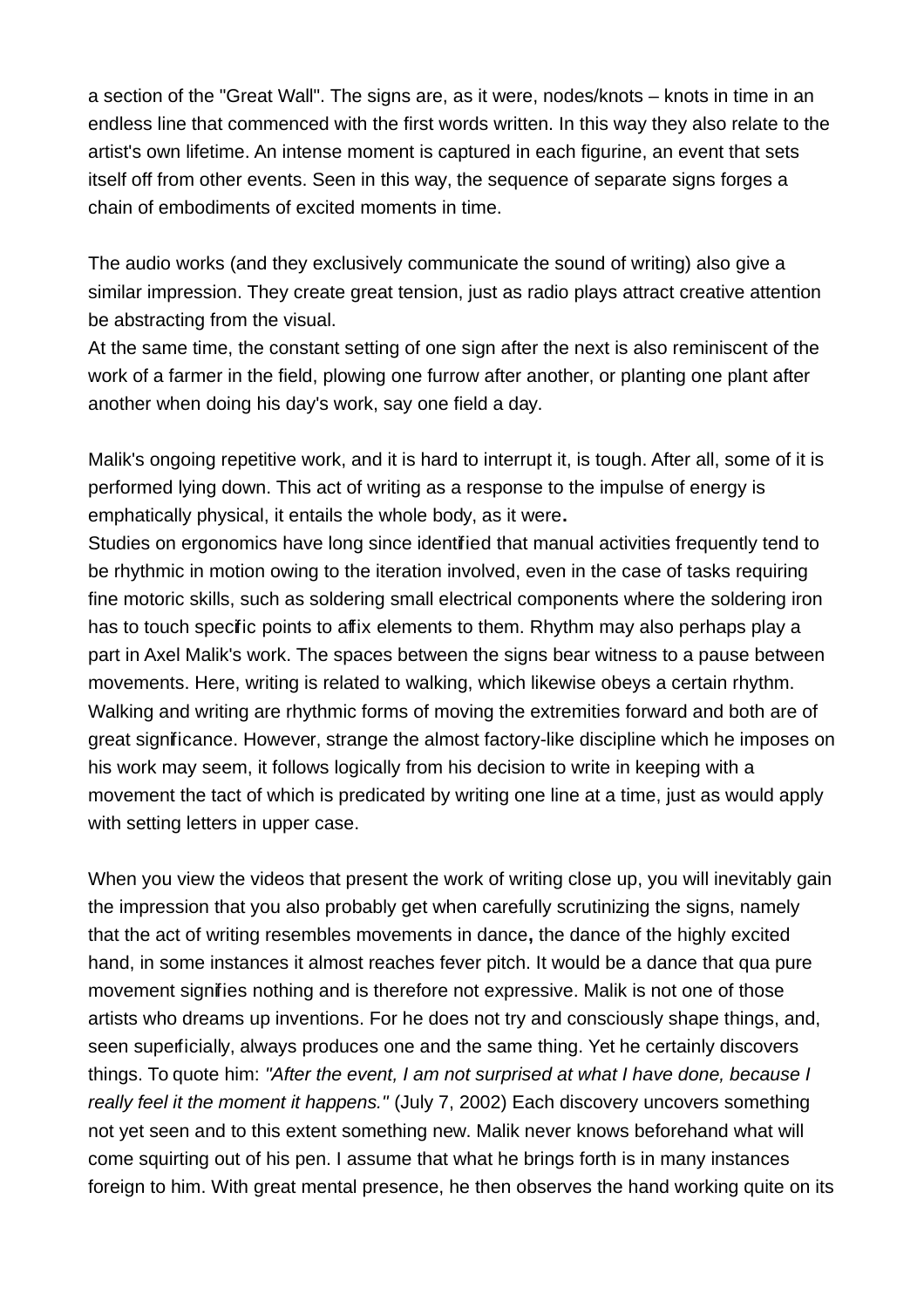a section of the "Great Wall". The signs are, as it were, nodes/knots – knots in time in an endless line that commenced with the first words written. In this way they also relate to the artist's own lifetime. An intense moment is captured in each figurine, an event that sets itself off from other events. Seen in this way, the sequence of separate signs forges a chain of embodiments of excited moments in time.

The audio works (and they exclusively communicate the sound of writing) also give a similar impression. They create great tension, just as radio plays attract creative attention be abstracting from the visual.
At the same time, the constant setting of one sign after the next is also reminiscent of the work of a farmer in the field, plowing one furrow after another, or planting one plant after another when doing his day's work, say one field a day.

Malik's ongoing repetitive work, and it is hard to interrupt it, is tough. After all, some of it is performed lying down. This act of writing as a response to the impulse of energy is emphatically physical, it entails the whole body, as it were.
Studies on ergonomics have long since identified that manual activities frequently tend to be rhythmic in motion owing to the iteration involved, even in the case of tasks requiring fine motoric skills, such as soldering small electrical components where the soldering iron has to touch specific points to affix elements to them. Rhythm may also perhaps play a part in Axel Malik's work. The spaces between the signs bear witness to a pause between movements. Here, writing is related to walking, which likewise obeys a certain rhythm. Walking and writing are rhythmic forms of moving the extremities forward and both are of great significance. However, strange the almost factory-like discipline which he imposes on his work may seem, it follows logically from his decision to write in keeping with a movement the tact of which is predicated by writing one line at a time, just as would apply with setting letters in upper case.

When you view the videos that present the work of writing close up, you will inevitably gain the impression that you also probably get when carefully scrutinizing the signs, namely that the act of writing resembles movements in dance, the dance of the highly excited hand, in some instances it almost reaches fever pitch. It would be a dance that qua pure movement signifies nothing and is therefore not expressive. Malik is not one of those artists who dreams up inventions. For he does not try and consciously shape things, and, seen superficially, always produces one and the same thing. Yet he certainly discovers things. To quote him: *"After the event, I am not surprised at what I have done, because I really feel it the moment it happens."* (July 7, 2002) Each discovery uncovers something not yet seen and to this extent something new. Malik never knows beforehand what will come squirting out of his pen. I assume that what he brings forth is in many instances foreign to him. With great mental presence, he then observes the hand working quite on its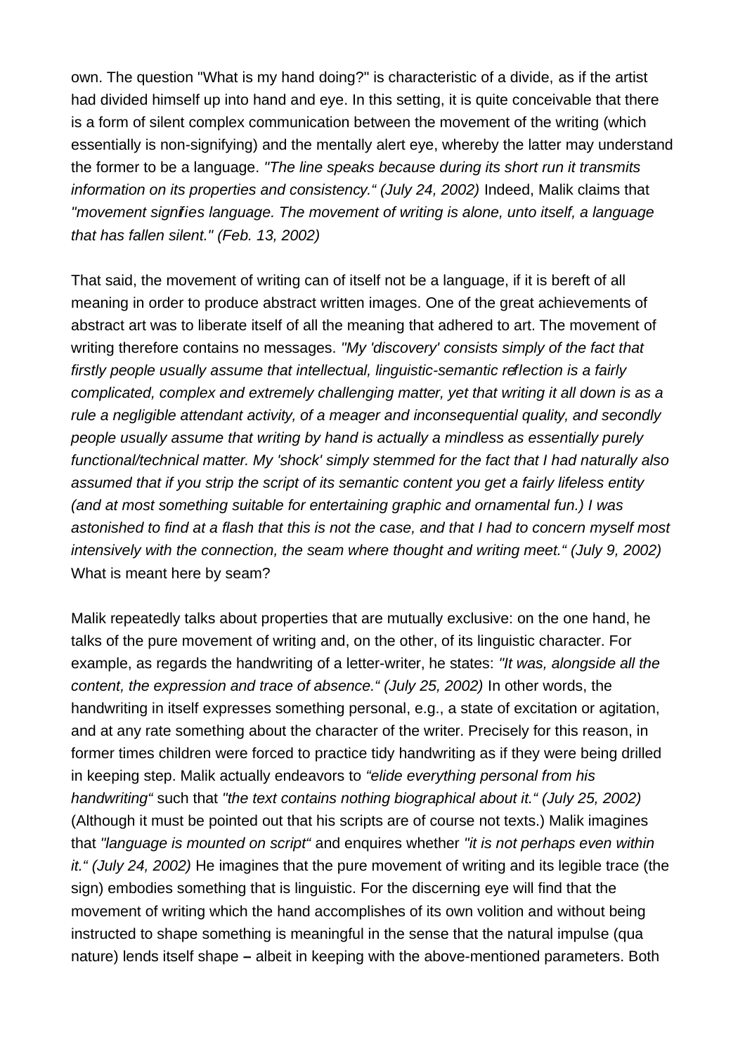own. The question "What is my hand doing?" is characteristic of a divide, as if the artist had divided himself up into hand and eye. In this setting, it is quite conceivable that there is a form of silent complex communication between the movement of the writing (which essentially is non-signifying) and the mentally alert eye, whereby the latter may understand the former to be a language. *"The line speaks because during its short run it transmits information on its properties and consistency." (July 24, 2002)* Indeed, Malik claims that *"movement signifies language. The movement of writing is alone, unto itself, a language that has fallen silent." (Feb. 13, 2002)*

That said, the movement of writing can of itself not be a language, if it is bereft of all meaning in order to produce abstract written images. One of the great achievements of abstract art was to liberate itself of all the meaning that adhered to art. The movement of writing therefore contains no messages. *"My 'discovery' consists simply of the fact that firstly people usually assume that intellectual, linguistic-semantic reflection is a fairly complicated, complex and extremely challenging matter, yet that writing it all down is as a rule a negligible attendant activity, of a meager and inconsequential quality, and secondly people usually assume that writing by hand is actually a mindless as essentially purely functional/technical matter. My 'shock' simply stemmed for the fact that I had naturally also assumed that if you strip the script of its semantic content you get a fairly lifeless entity (and at most something suitable for entertaining graphic and ornamental fun.) I was astonished to find at a flash that this is not the case, and that I had to concern myself most intensively with the connection, the seam where thought and writing meet." (July 9, 2002)* What is meant here by seam?

Malik repeatedly talks about properties that are mutually exclusive: on the one hand, he talks of the pure movement of writing and, on the other, of its linguistic character. For example, as regards the handwriting of a letter-writer, he states: *"It was, alongside all the content, the expression and trace of absence." (July 25, 2002)* In other words, the handwriting in itself expresses something personal, e.g., a state of excitation or agitation, and at any rate something about the character of the writer. Precisely for this reason, in former times children were forced to practice tidy handwriting as if they were being drilled in keeping step. Malik actually endeavors to *"elide everything personal from his handwriting"* such that *"the text contains nothing biographical about it." (July 25, 2002)* (Although it must be pointed out that his scripts are of course not texts.) Malik imagines that *"language is mounted on script"* and enquires whether *"it is not perhaps even within it." (July 24, 2002)* He imagines that the pure movement of writing and its legible trace (the sign) embodies something that is linguistic. For the discerning eye will find that the movement of writing which the hand accomplishes of its own volition and without being instructed to shape something is meaningful in the sense that the natural impulse (qua nature) lends itself shape – albeit in keeping with the above-mentioned parameters. Both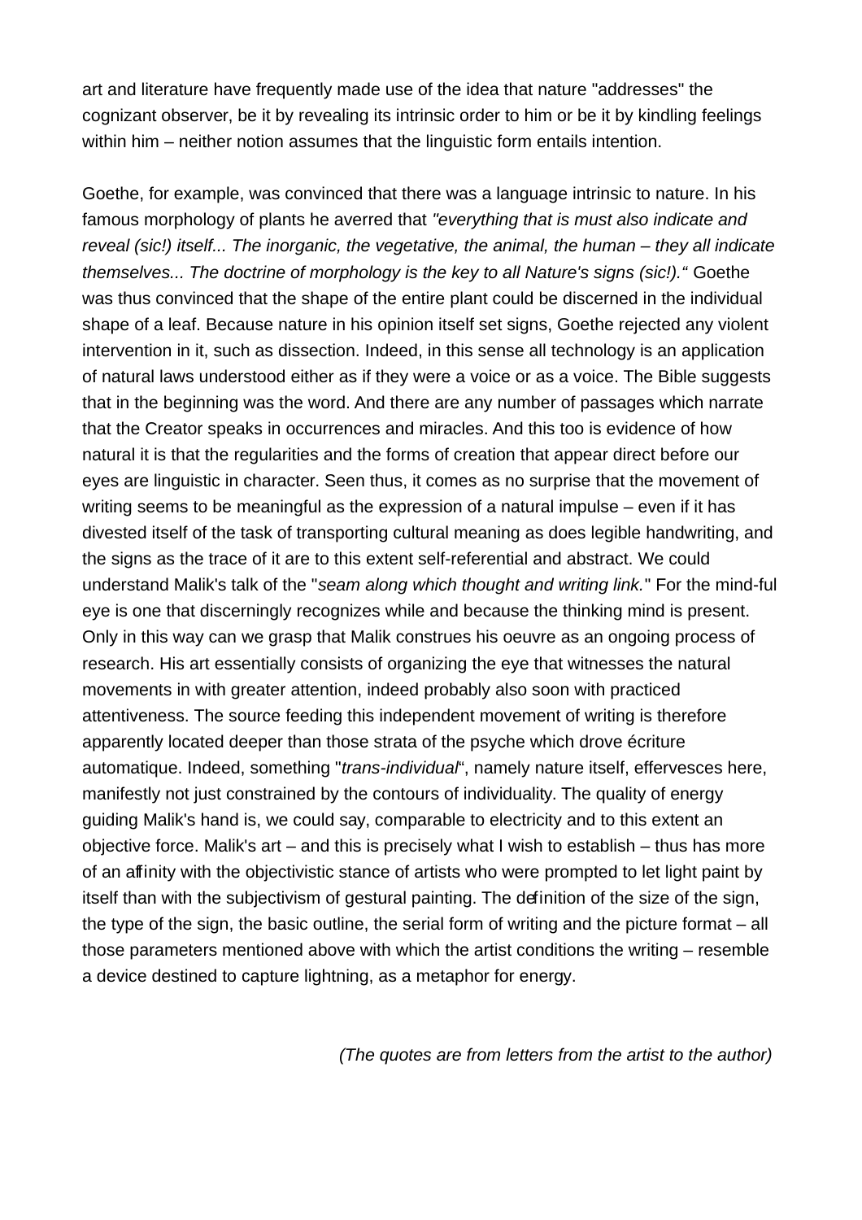art and literature have frequently made use of the idea that nature "addresses" the cognizant observer, be it by revealing its intrinsic order to him or be it by kindling feelings within him – neither notion assumes that the linguistic form entails intention.

Goethe, for example, was convinced that there was a language intrinsic to nature. In his famous morphology of plants he averred that *"everything that is must also indicate and reveal (sic!) itself... The inorganic, the vegetative, the animal, the human – they all indicate themselves... The doctrine of morphology is the key to all Nature's signs (sic!)."* Goethe was thus convinced that the shape of the entire plant could be discerned in the individual shape of a leaf. Because nature in his opinion itself set signs, Goethe rejected any violent intervention in it, such as dissection. Indeed, in this sense all technology is an application of natural laws understood either as if they were a voice or as a voice. The Bible suggests that in the beginning was the word. And there are any number of passages which narrate that the Creator speaks in occurrences and miracles. And this too is evidence of how natural it is that the regularities and the forms of creation that appear direct before our eyes are linguistic in character. Seen thus, it comes as no surprise that the movement of writing seems to be meaningful as the expression of a natural impulse – even if it has divested itself of the task of transporting cultural meaning as does legible handwriting, and the signs as the trace of it are to this extent self-referential and abstract. We could understand Malik's talk of the "*seam along which thought and writing link.*" For the mind-ful eye is one that discerningly recognizes while and because the thinking mind is present. Only in this way can we grasp that Malik construes his oeuvre as an ongoing process of research. His art essentially consists of organizing the eye that witnesses the natural movements in with greater attention, indeed probably also soon with practiced attentiveness. The source feeding this independent movement of writing is therefore apparently located deeper than those strata of the psyche which drove écriture automatique. Indeed, something "*trans-individual*", namely nature itself, effervesces here, manifestly not just constrained by the contours of individuality. The quality of energy guiding Malik's hand is, we could say, comparable to electricity and to this extent an objective force. Malik's art – and this is precisely what I wish to establish – thus has more of an affinity with the objectivistic stance of artists who were prompted to let light paint by itself than with the subjectivism of gestural painting. The definition of the size of the sign, the type of the sign, the basic outline, the serial form of writing and the picture format – all those parameters mentioned above with which the artist conditions the writing – resemble a device destined to capture lightning, as a metaphor for energy.

*(The quotes are from letters from the artist to the author)*